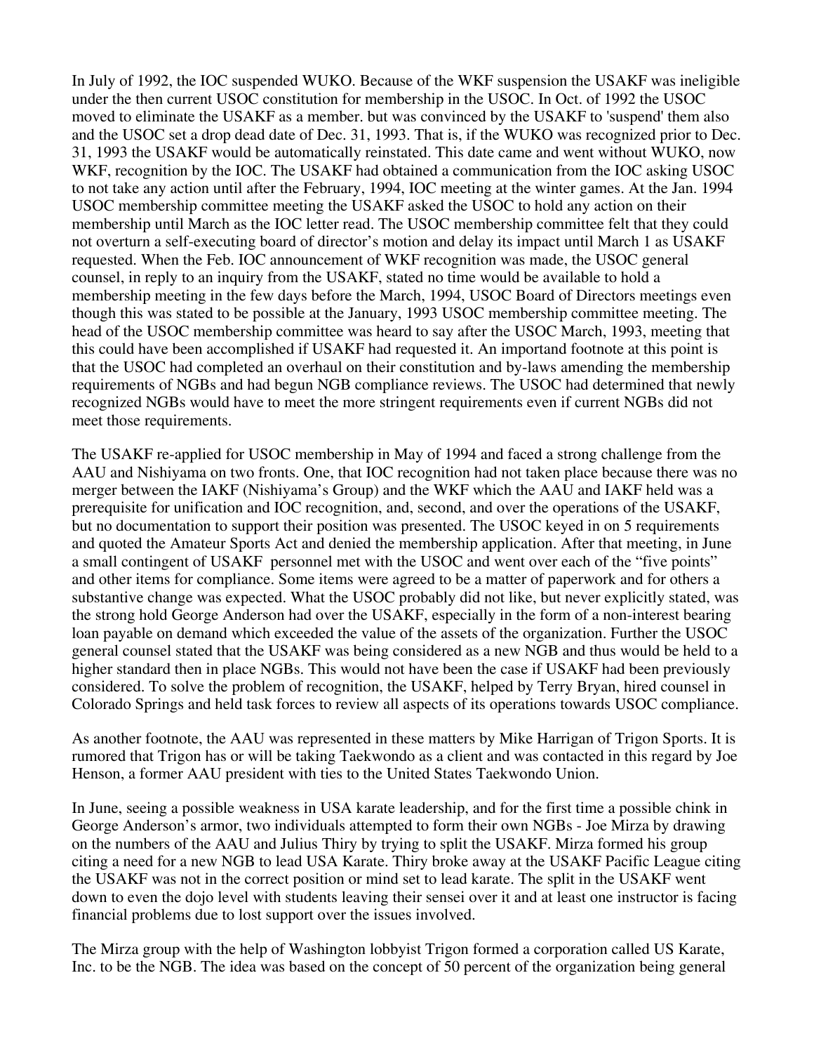In July of 1992, the IOC suspended WUKO. Because of the WKF suspension the USAKF was ineligible under the then current USOC constitution for membership in the USOC. In Oct. of 1992 the USOC moved to eliminate the USAKF as a member. but was convinced by the USAKF to 'suspend' them also and the USOC set a drop dead date of Dec. 31, 1993. That is, if the WUKO was recognized prior to Dec. 31, 1993 the USAKF would be automatically reinstated. This date came and went without WUKO, now WKF, recognition by the IOC. The USAKF had obtained a communication from the IOC asking USOC to not take any action until after the February, 1994, IOC meeting at the winter games. At the Jan. 1994 USOC membership committee meeting the USAKF asked the USOC to hold any action on their membership until March as the IOC letter read. The USOC membership committee felt that they could not overturn a self-executing board of director's motion and delay its impact until March 1 as USAKF requested. When the Feb. IOC announcement of WKF recognition was made, the USOC general counsel, in reply to an inquiry from the USAKF, stated no time would be available to hold a membership meeting in the few days before the March, 1994, USOC Board of Directors meetings even though this was stated to be possible at the January, 1993 USOC membership committee meeting. The head of the USOC membership committee was heard to say after the USOC March, 1993, meeting that this could have been accomplished if USAKF had requested it. An importand footnote at this point is that the USOC had completed an overhaul on their constitution and by-laws amending the membership requirements of NGBs and had begun NGB compliance reviews. The USOC had determined that newly recognized NGBs would have to meet the more stringent requirements even if current NGBs did not meet those requirements.

The USAKF re-applied for USOC membership in May of 1994 and faced a strong challenge from the AAU and Nishiyama on two fronts. One, that IOC recognition had not taken place because there was no merger between the IAKF (Nishiyama's Group) and the WKF which the AAU and IAKF held was a prerequisite for unification and IOC recognition, and, second, and over the operations of the USAKF, but no documentation to support their position was presented. The USOC keyed in on 5 requirements and quoted the Amateur Sports Act and denied the membership application. After that meeting, in June a small contingent of USAKF personnel met with the USOC and went over each of the "five points" and other items for compliance. Some items were agreed to be a matter of paperwork and for others a substantive change was expected. What the USOC probably did not like, but never explicitly stated, was the strong hold George Anderson had over the USAKF, especially in the form of a non-interest bearing loan payable on demand which exceeded the value of the assets of the organization. Further the USOC general counsel stated that the USAKF was being considered as a new NGB and thus would be held to a higher standard then in place NGBs. This would not have been the case if USAKF had been previously considered. To solve the problem of recognition, the USAKF, helped by Terry Bryan, hired counsel in Colorado Springs and held task forces to review all aspects of its operations towards USOC compliance.

As another footnote, the AAU was represented in these matters by Mike Harrigan of Trigon Sports. It is rumored that Trigon has or will be taking Taekwondo as a client and was contacted in this regard by Joe Henson, a former AAU president with ties to the United States Taekwondo Union.

In June, seeing a possible weakness in USA karate leadership, and for the first time a possible chink in George Anderson's armor, two individuals attempted to form their own NGBs - Joe Mirza by drawing on the numbers of the AAU and Julius Thiry by trying to split the USAKF. Mirza formed his group citing a need for a new NGB to lead USA Karate. Thiry broke away at the USAKF Pacific League citing the USAKF was not in the correct position or mind set to lead karate. The split in the USAKF went down to even the dojo level with students leaving their sensei over it and at least one instructor is facing financial problems due to lost support over the issues involved.

The Mirza group with the help of Washington lobbyist Trigon formed a corporation called US Karate, Inc. to be the NGB. The idea was based on the concept of 50 percent of the organization being general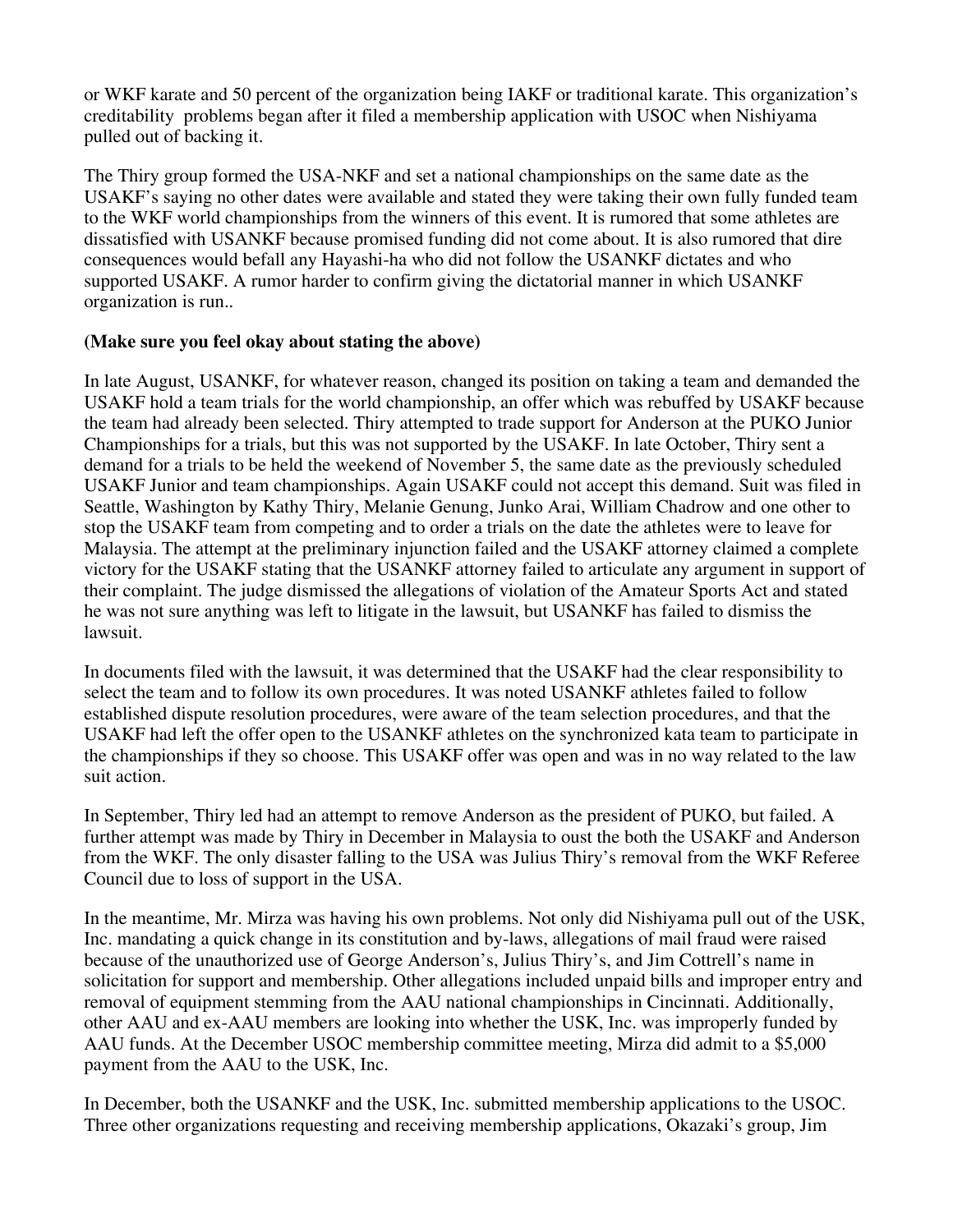or WKF karate and 50 percent of the organization being IAKF or traditional karate. This organization's creditability  problems began after it filed a membership application with USOC when Nishiyama pulled out of backing it.

The Thiry group formed the USA-NKF and set a national championships on the same date as the USAKF's saying no other dates were available and stated they were taking their own fully funded team to the WKF world championships from the winners of this event. It is rumored that some athletes are dissatisfied with USANKF because promised funding did not come about. It is also rumored that dire consequences would befall any Hayashi-ha who did not follow the USANKF dictates and who supported USAKF. A rumor harder to confirm giving the dictatorial manner in which USANKF organization is run..

**(Make sure you feel okay about stating the above)**

In late August, USANKF, for whatever reason, changed its position on taking a team and demanded the USAKF hold a team trials for the world championship, an offer which was rebuffed by USAKF because the team had already been selected. Thiry attempted to trade support for Anderson at the PUKO Junior Championships for a trials, but this was not supported by the USAKF. In late October, Thiry sent a demand for a trials to be held the weekend of November 5, the same date as the previously scheduled USAKF Junior and team championships. Again USAKF could not accept this demand. Suit was filed in Seattle, Washington by Kathy Thiry, Melanie Genung, Junko Arai, William Chadrow and one other to stop the USAKF team from competing and to order a trials on the date the athletes were to leave for Malaysia. The attempt at the preliminary injunction failed and the USAKF attorney claimed a complete victory for the USAKF stating that the USANKF attorney failed to articulate any argument in support of their complaint. The judge dismissed the allegations of violation of the Amateur Sports Act and stated he was not sure anything was left to litigate in the lawsuit, but USANKF has failed to dismiss the lawsuit.

In documents filed with the lawsuit, it was determined that the USAKF had the clear responsibility to select the team and to follow its own procedures. It was noted USANKF athletes failed to follow established dispute resolution procedures, were aware of the team selection procedures, and that the USAKF had left the offer open to the USANKF athletes on the synchronized kata team to participate in the championships if they so choose. This USAKF offer was open and was in no way related to the law suit action.

In September, Thiry led had an attempt to remove Anderson as the president of PUKO, but failed. A further attempt was made by Thiry in December in Malaysia to oust the both the USAKF and Anderson from the WKF. The only disaster falling to the USA was Julius Thiry's removal from the WKF Referee Council due to loss of support in the USA.

In the meantime, Mr. Mirza was having his own problems. Not only did Nishiyama pull out of the USK, Inc. mandating a quick change in its constitution and by-laws, allegations of mail fraud were raised because of the unauthorized use of George Anderson's, Julius Thiry's, and Jim Cottrell's name in solicitation for support and membership. Other allegations included unpaid bills and improper entry and removal of equipment stemming from the AAU national championships in Cincinnati. Additionally, other AAU and ex-AAU members are looking into whether the USK, Inc. was improperly funded by AAU funds. At the December USOC membership committee meeting, Mirza did admit to a $5,000 payment from the AAU to the USK, Inc.

In December, both the USANKF and the USK, Inc. submitted membership applications to the USOC. Three other organizations requesting and receiving membership applications, Okazaki's group, Jim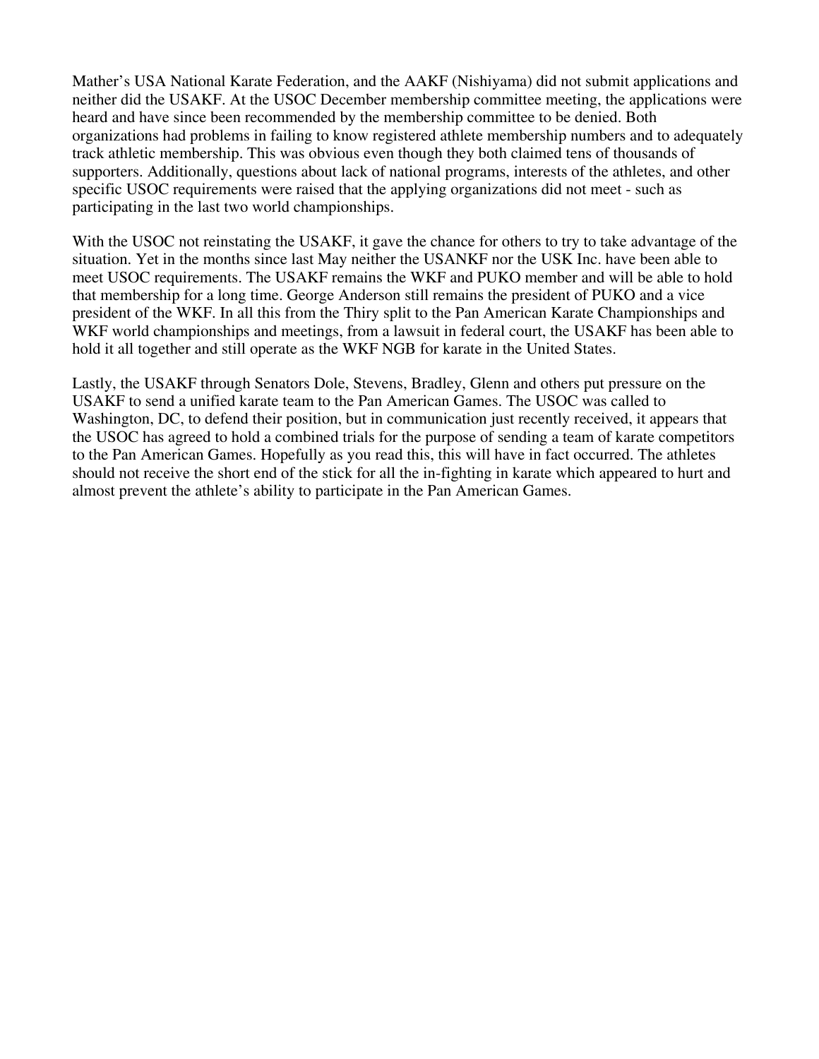Mather's USA National Karate Federation, and the AAKF (Nishiyama) did not submit applications and neither did the USAKF. At the USOC December membership committee meeting, the applications were heard and have since been recommended by the membership committee to be denied. Both organizations had problems in failing to know registered athlete membership numbers and to adequately track athletic membership. This was obvious even though they both claimed tens of thousands of supporters. Additionally, questions about lack of national programs, interests of the athletes, and other specific USOC requirements were raised that the applying organizations did not meet - such as participating in the last two world championships.

With the USOC not reinstating the USAKF, it gave the chance for others to try to take advantage of the situation. Yet in the months since last May neither the USANKF nor the USK Inc. have been able to meet USOC requirements. The USAKF remains the WKF and PUKO member and will be able to hold that membership for a long time. George Anderson still remains the president of PUKO and a vice president of the WKF. In all this from the Thiry split to the Pan American Karate Championships and WKF world championships and meetings, from a lawsuit in federal court, the USAKF has been able to hold it all together and still operate as the WKF NGB for karate in the United States.

Lastly, the USAKF through Senators Dole, Stevens, Bradley, Glenn and others put pressure on the USAKF to send a unified karate team to the Pan American Games. The USOC was called to Washington, DC, to defend their position, but in communication just recently received, it appears that the USOC has agreed to hold a combined trials for the purpose of sending a team of karate competitors to the Pan American Games. Hopefully as you read this, this will have in fact occurred. The athletes should not receive the short end of the stick for all the in-fighting in karate which appeared to hurt and almost prevent the athlete's ability to participate in the Pan American Games.